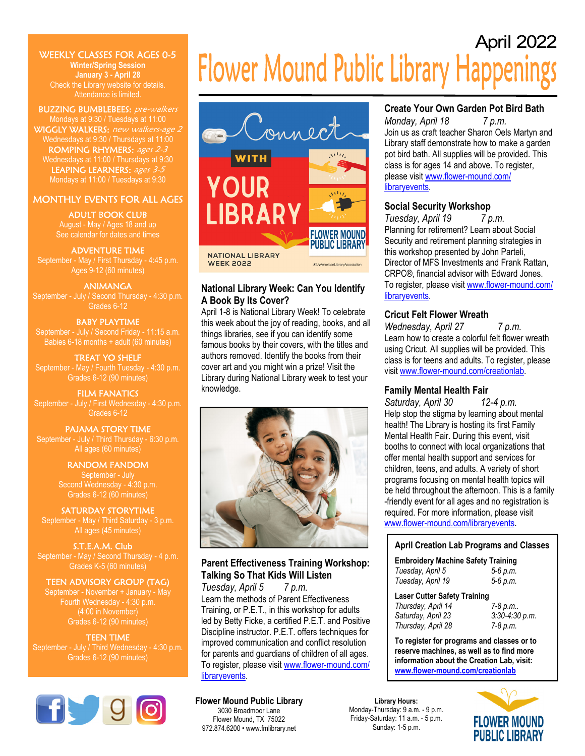# Flower Mound Public Library Happenings

April 2022

## WEEKLY CLASSES FOR AGES 0-5

**Winter/Spring Session**
**January 3 - April 28**
Check the Library website for details.
Attendance is limited.

**BUZZING BUMBLEBEES:** *pre-walkers*
Mondays at 9:30 / Tuesdays at 11:00

**WIGGLY WALKERS:** *new walkers-age 2*
Wednesdays at 9:30 / Thursdays at 11:00

**ROMPING RHYMERS:** *ages 2-3*
Wednesdays at 11:00 / Thursdays at 9:30

**LEAPING LEARNERS:** *ages 3-5*
Mondays at 11:00 / Tuesdays at 9:30

## MONTHLY EVENTS FOR ALL AGES

**ADULT BOOK CLUB**
August - May / Ages 18 and up
See calendar for dates and times

**ADVENTURE TIME**
September - May / First Thursday - 4:45 p.m.
Ages 9-12 (60 minutes)

**ANIMANGA**
September - July / Second Thursday - 4:30 p.m.
Grades 6-12

**BABY PLAYTIME**
September - July / Second Friday - 11:15 a.m.
Babies 6-18 months + adult (60 minutes)

**TREAT YO SHELF**
September - May / Fourth Tuesday - 4:30 p.m.
Grades 6-12 (90 minutes)

**FILM FANATICS**
September - July / First Wednesday - 4:30 p.m.
Grades 6-12

**PAJAMA STORY TIME**
September - July / Third Thursday - 6:30 p.m.
All ages (60 minutes)

**RANDOM FANDOM**
September - July
Second Wednesday - 4:30 p.m.
Grades 6-12 (60 minutes)

**SATURDAY STORYTIME**
September - May / Third Saturday - 3 p.m.
All ages (45 minutes)

**S.T.E.A.M. Club**
September - May / Second Thursday - 4 p.m.
Grades K-5 (60 minutes)

**TEEN ADVISORY GROUP (TAG)**
September - November + January - May
Fourth Wednesday - 4:30 p.m.
(4:00 in November)
Grades 6-12 (90 minutes)

**TEEN TIME**
September - July / Third Wednesday - 4:30 p.m.
Grades 6-12 (90 minutes)

---

Connect WITH YOUR LIBRARY
NATIONAL LIBRARY WEEK 2022
FLOWER MOUND PUBLIC LIBRARY
ALA American Library Association

### National Library Week: Can You Identify A Book By Its Cover?

April 1-8 is National Library Week! To celebrate this week about the joy of reading, books, and all things libraries, see if you can identify some famous books by their covers, with the titles and authors removed. Identify the books from their cover art and you might win a prize! Visit the Library during National Library week to test your knowledge.

### Parent Effectiveness Training Workshop: Talking So That Kids Will Listen

*Tuesday, April 5 7 p.m.*

Learn the methods of Parent Effectiveness Training, or P.E.T., in this workshop for adults led by Betty Ficke, a certified P.E.T. and Positive Discipline instructor. P.E.T. offers techniques for improved communication and conflict resolution for parents and guardians of children of all ages. To register, please visit www.flower-mound.com/libraryevents.

### Create Your Own Garden Pot Bird Bath

*Monday, April 18 7 p.m.*

Join us as craft teacher Sharon Oels Martyn and Library staff demonstrate how to make a garden pot bird bath. All supplies will be provided. This class is for ages 14 and above. To register, please visit www.flower-mound.com/libraryevents.

### Social Security Workshop

*Tuesday, April 19 7 p.m.*

Planning for retirement? Learn about Social Security and retirement planning strategies in this workshop presented by John Parteli, Director of MFS Investments and Frank Rattan, CRPC®, financial advisor with Edward Jones. To register, please visit www.flower-mound.com/libraryevents.

### Cricut Felt Flower Wreath

*Wednesday, April 27 7 p.m.*

Learn how to create a colorful felt flower wreath using Cricut. All supplies will be provided. This class is for teens and adults. To register, please visit www.flower-mound.com/creationlab.

### Family Mental Health Fair

*Saturday, April 30 12-4 p.m.*

Help stop the stigma by learning about mental health! The Library is hosting its first Family Mental Health Fair. During this event, visit booths to connect with local organizations that offer mental health support and services for children, teens, and adults. A variety of short programs focusing on mental health topics will be held throughout the afternoon. This is a family-friendly event for all ages and no registration is required. For more information, please visit www.flower-mound.com/libraryevents.

### April Creation Lab Programs and Classes

**Embroidery Machine Safety Training**

| | |
|---|---|
| *Tuesday, April 5* | *5-6 p.m.* |
| *Tuesday, April 19* | *5-6 p.m.* |

**Laser Cutter Safety Training**

| | |
|---|---|
| *Thursday, April 14* | *7-8 p.m..* |
| *Saturday, April 23* | *3:30-4:30 p.m.* |
| *Thursday, April 28* | *7-8 p.m.* |

**To register for programs and classes or to reserve machines, as well as to find more information about the Creation Lab, visit: www.flower-mound.com/creationlab**

---

**Flower Mound Public Library**
3030 Broadmoor Lane
Flower Mound, TX 75022
972.874.6200 • www.fmlibrary.net

**Library Hours:**
Monday-Thursday: 9 a.m. - 9 p.m.
Friday-Saturday: 11 a.m. - 5 p.m.
Sunday: 1-5 p.m.

FLOWER MOUND PUBLIC LIBRARY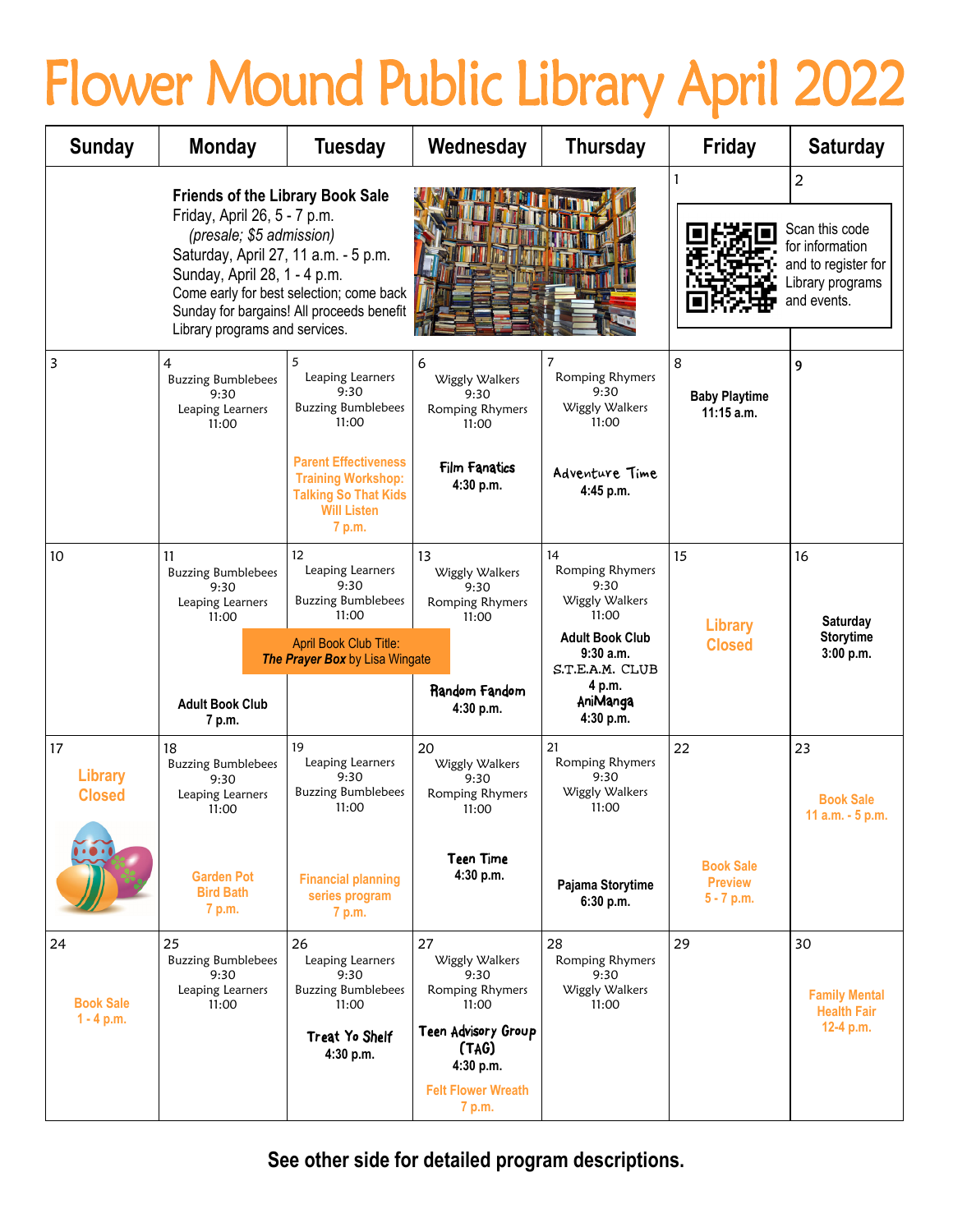# Flower Mound Public Library April 2022

| Sunday | Monday | Tuesday | Wednesday | Thursday | Friday | Saturday |
|---|---|---|---|---|---|---|
| **Friends of the Library Book Sale** Friday, April 26, 5 - 7 p.m. *(presale; $5 admission)* Saturday, April 27, 11 a.m. - 5 p.m. Sunday, April 28, 1 - 4 p.m. Come early for best selection; come back Sunday for bargains! All proceeds benefit Library programs and services. | | | | | 1 Scan this code for information and to register for Library programs and events. | 2 |
| 3 | 4 Buzzing Bumblebees 9:30 Leaping Learners 11:00 | 5 Leaping Learners 9:30 Buzzing Bumblebees 11:00 **Parent Effectiveness Training Workshop: Talking So That Kids Will Listen 7 p.m.** | 6 Wiggly Walkers 9:30 Romping Rhymers 11:00 Film Fanatics **4:30 p.m.** | 7 Romping Rhymers 9:30 Wiggly Walkers 11:00 Adventure Time **4:45 p.m.** | 8 **Baby Playtime 11:15 a.m.** | 9 |
| 10 | 11 Buzzing Bumblebees 9:30 Leaping Learners 11:00 **Adult Book Club 7 p.m.** | 12 Leaping Learners 9:30 Buzzing Bumblebees 11:00 April Book Club Title: ***The Prayer Box*** by Lisa Wingate | 13 Wiggly Walkers 9:30 Romping Rhymers 11:00 Random Fandom **4:30 p.m.** | 14 Romping Rhymers 9:30 Wiggly Walkers 11:00 **Adult Book Club 9:30 a.m.** S.T.E.A.M. CLUB **4 p.m.** AniManga **4:30 p.m.** | 15 **Library Closed** | 16 **Saturday Storytime 3:00 p.m.** |
| 17 **Library Closed** | 18 Buzzing Bumblebees 9:30 Leaping Learners 11:00 **Garden Pot Bird Bath 7 p.m.** | 19 Leaping Learners 9:30 Buzzing Bumblebees 11:00 **Financial planning series program 7 p.m.** | 20 Wiggly Walkers 9:30 Romping Rhymers 11:00 Teen Time **4:30 p.m.** | 21 Romping Rhymers 9:30 Wiggly Walkers 11:00 **Pajama Storytime 6:30 p.m.** | 22 **Book Sale Preview 5 - 7 p.m.** | 23 **Book Sale 11 a.m. - 5 p.m.** |
| 24 **Book Sale 1 - 4 p.m.** | 25 Buzzing Bumblebees 9:30 Leaping Learners 11:00 | 26 Leaping Learners 9:30 Buzzing Bumblebees 11:00 Treat Yo Shelf **4:30 p.m.** | 27 Wiggly Walkers 9:30 Romping Rhymers 11:00 Teen Advisory Group (TAG) **4:30 p.m.** **Felt Flower Wreath 7 p.m.** | 28 Romping Rhymers 9:30 Wiggly Walkers 11:00 | 29 | 30 **Family Mental Health Fair 12-4 p.m.** |

**See other side for detailed program descriptions.**